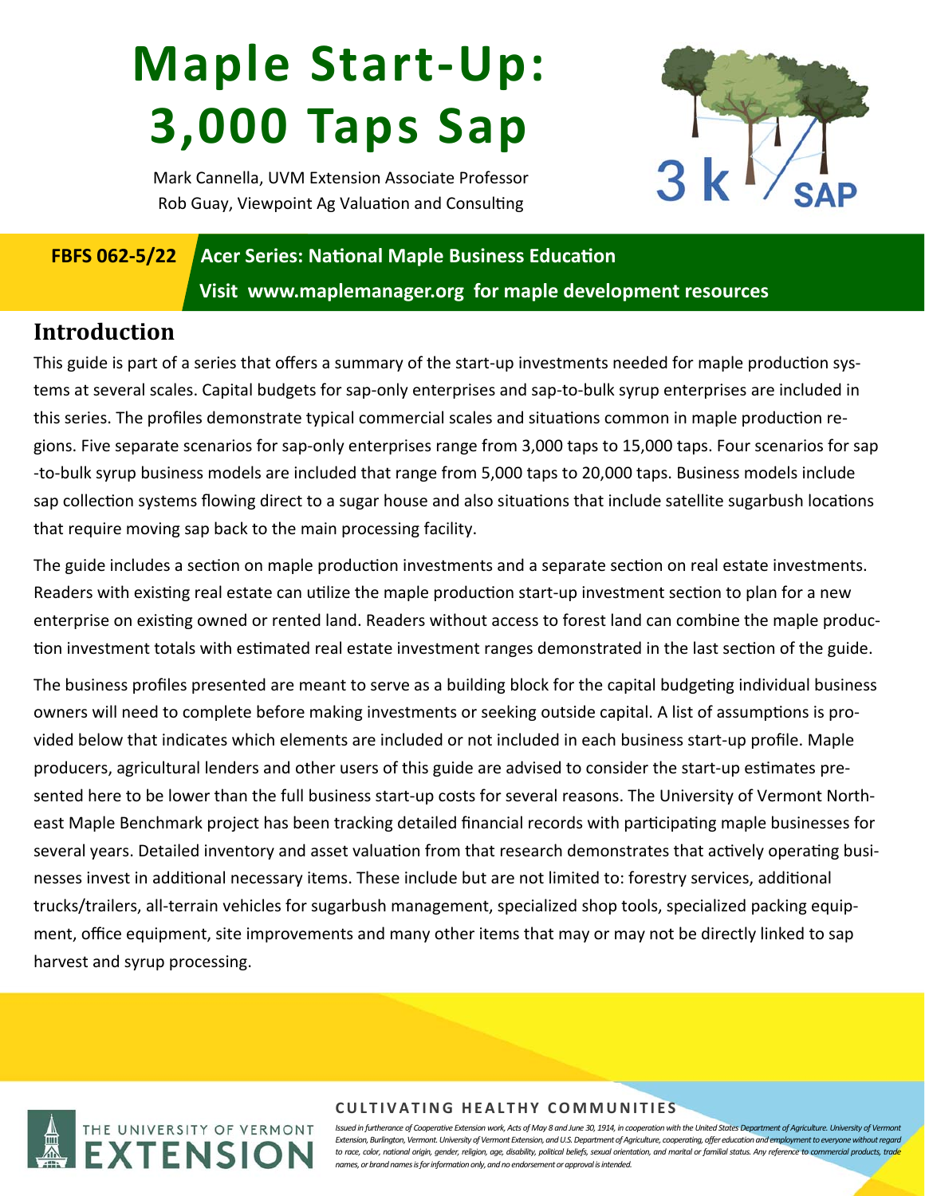# Maple Start-Up: 3,000 Taps Sap

Mark Cannella, UVM Extension Associate Professor
Rob Guay, Viewpoint Ag Valuation and Consulting

**FBFS 062-5/22** **Acer Series: National Maple Business Education**
**Visit www.maplemanager.org for maple development resources**

## Introduction

This guide is part of a series that offers a summary of the start-up investments needed for maple production systems at several scales. Capital budgets for sap-only enterprises and sap-to-bulk syrup enterprises are included in this series. The profiles demonstrate typical commercial scales and situations common in maple production regions. Five separate scenarios for sap-only enterprises range from 3,000 taps to 15,000 taps. Four scenarios for sap-to-bulk syrup business models are included that range from 5,000 taps to 20,000 taps. Business models include sap collection systems flowing direct to a sugar house and also situations that include satellite sugarbush locations that require moving sap back to the main processing facility.

The guide includes a section on maple production investments and a separate section on real estate investments. Readers with existing real estate can utilize the maple production start-up investment section to plan for a new enterprise on existing owned or rented land. Readers without access to forest land can combine the maple production investment totals with estimated real estate investment ranges demonstrated in the last section of the guide.

The business profiles presented are meant to serve as a building block for the capital budgeting individual business owners will need to complete before making investments or seeking outside capital. A list of assumptions is provided below that indicates which elements are included or not included in each business start-up profile. Maple producers, agricultural lenders and other users of this guide are advised to consider the start-up estimates presented here to be lower than the full business start-up costs for several reasons. The University of Vermont Northeast Maple Benchmark project has been tracking detailed financial records with participating maple businesses for several years. Detailed inventory and asset valuation from that research demonstrates that actively operating businesses invest in additional necessary items. These include but are not limited to: forestry services, additional trucks/trailers, all-terrain vehicles for sugarbush management, specialized shop tools, specialized packing equipment, office equipment, site improvements and many other items that may or may not be directly linked to sap harvest and syrup processing.

**CULTIVATING HEALTHY COMMUNITIES**

*Issued in furtherance of Cooperative Extension work, Acts of May 8 and June 30, 1914, in cooperation with the United States Department of Agriculture. University of Vermont Extension, Burlington, Vermont. University of Vermont Extension, and U.S. Department of Agriculture, cooperating, offer education and employment to everyone without regard to race, color, national origin, gender, religion, age, disability, political beliefs, sexual orientation, and marital or familial status. Any reference to commercial products, trade names, or brand names is for information only, and no endorsement or approval is intended.*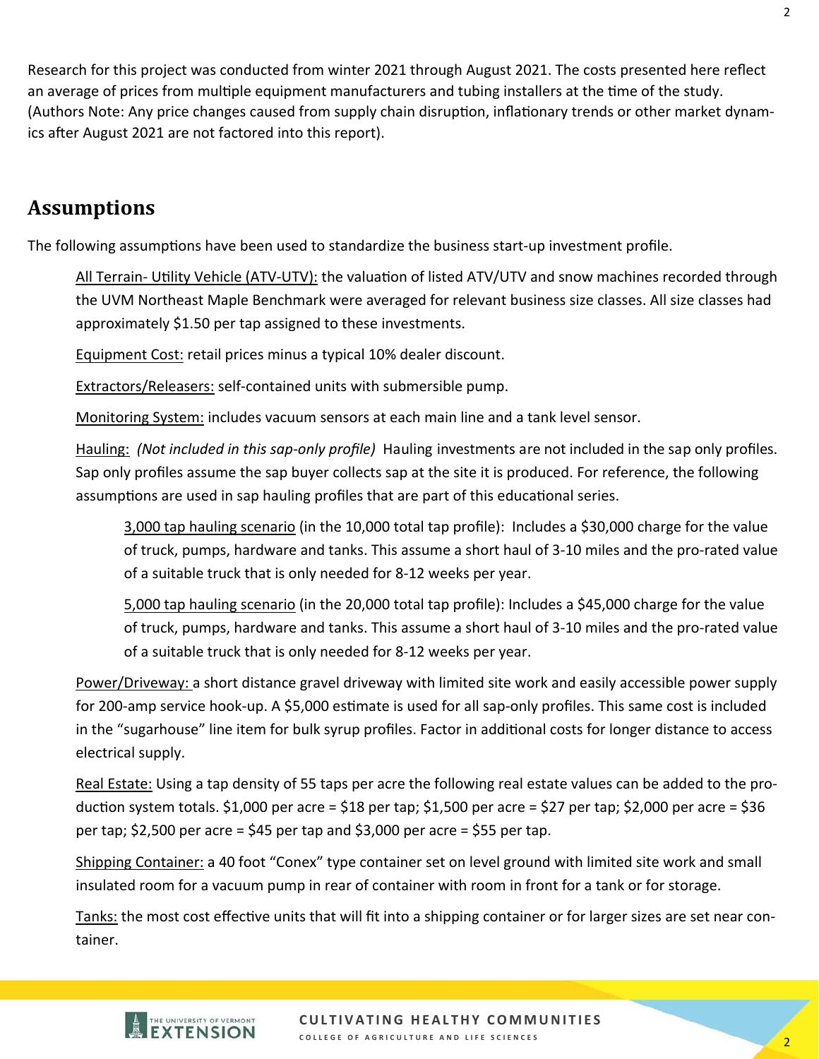Research for this project was conducted from winter 2021 through August 2021. The costs presented here reflect an average of prices from multiple equipment manufacturers and tubing installers at the time of the study. (Authors Note: Any price changes caused from supply chain disruption, inflationary trends or other market dynamics after August 2021 are not factored into this report).

## Assumptions

The following assumptions have been used to standardize the business start-up investment profile.

All Terrain- Utility Vehicle (ATV-UTV): the valuation of listed ATV/UTV and snow machines recorded through the UVM Northeast Maple Benchmark were averaged for relevant business size classes. All size classes had approximately $1.50 per tap assigned to these investments.

Equipment Cost: retail prices minus a typical 10% dealer discount.

Extractors/Releasers: self-contained units with submersible pump.

Monitoring System: includes vacuum sensors at each main line and a tank level sensor.

Hauling: *(Not included in this sap-only profile)* Hauling investments are not included in the sap only profiles. Sap only profiles assume the sap buyer collects sap at the site it is produced. For reference, the following assumptions are used in sap hauling profiles that are part of this educational series.

> 3,000 tap hauling scenario (in the 10,000 total tap profile): Includes a $30,000 charge for the value of truck, pumps, hardware and tanks. This assume a short haul of 3-10 miles and the pro-rated value of a suitable truck that is only needed for 8-12 weeks per year.
>
> 5,000 tap hauling scenario (in the 20,000 total tap profile): Includes a $45,000 charge for the value of truck, pumps, hardware and tanks. This assume a short haul of 3-10 miles and the pro-rated value of a suitable truck that is only needed for 8-12 weeks per year.

Power/Driveway: a short distance gravel driveway with limited site work and easily accessible power supply for 200-amp service hook-up. A $5,000 estimate is used for all sap-only profiles. This same cost is included in the "sugarhouse" line item for bulk syrup profiles. Factor in additional costs for longer distance to access electrical supply.

Real Estate: Using a tap density of 55 taps per acre the following real estate values can be added to the production system totals. $1,000 per acre = $18 per tap; $1,500 per acre = $27 per tap; $2,000 per acre = $36 per tap; $2,500 per acre = $45 per tap and $3,000 per acre = $55 per tap.

Shipping Container: a 40 foot "Conex" type container set on level ground with limited site work and small insulated room for a vacuum pump in rear of container with room in front for a tank or for storage.

Tanks: the most cost effective units that will fit into a shipping container or for larger sizes are set near container.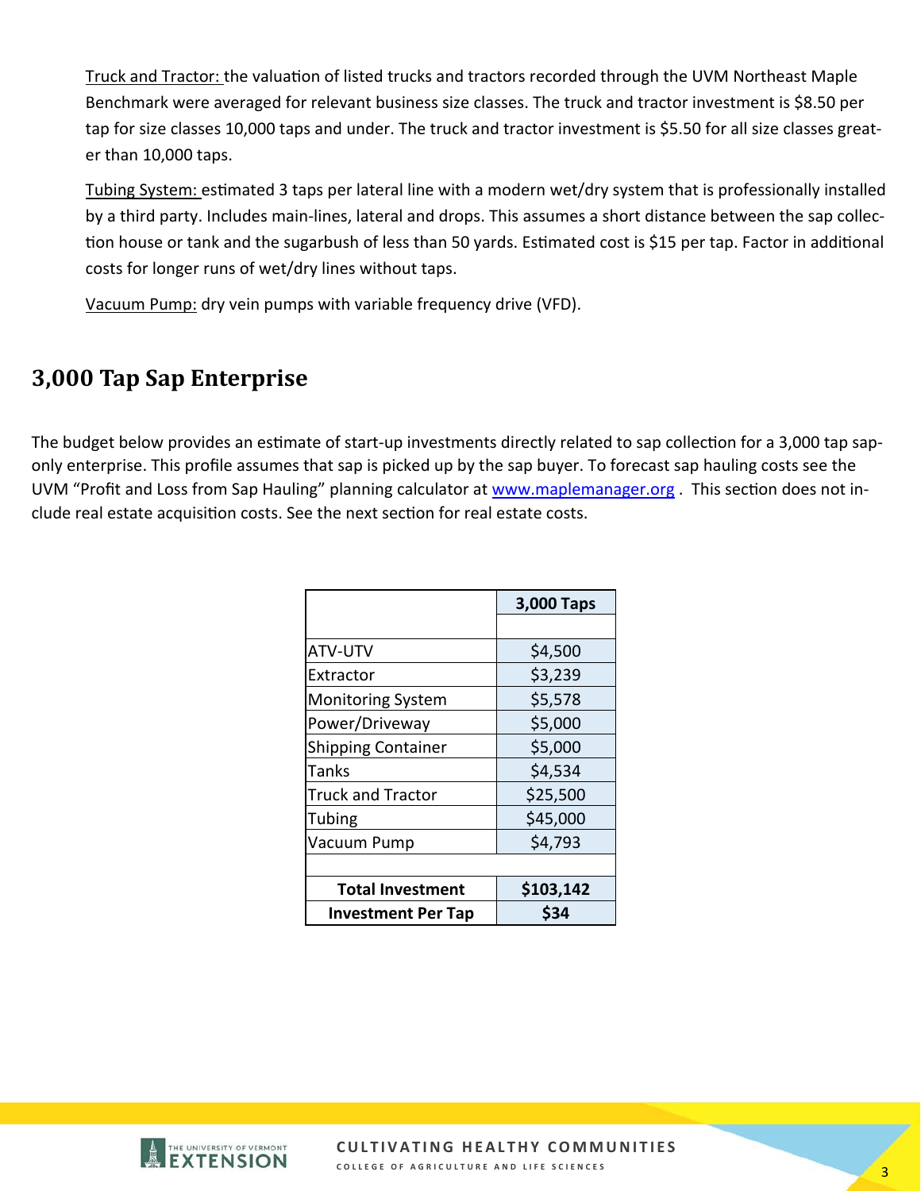Truck and Tractor: the valuation of listed trucks and tractors recorded through the UVM Northeast Maple Benchmark were averaged for relevant business size classes. The truck and tractor investment is $8.50 per tap for size classes 10,000 taps and under. The truck and tractor investment is $5.50 for all size classes greater than 10,000 taps.

Tubing System: estimated 3 taps per lateral line with a modern wet/dry system that is professionally installed by a third party. Includes main-lines, lateral and drops. This assumes a short distance between the sap collection house or tank and the sugarbush of less than 50 yards. Estimated cost is $15 per tap. Factor in additional costs for longer runs of wet/dry lines without taps.

Vacuum Pump: dry vein pumps with variable frequency drive (VFD).

## 3,000 Tap Sap Enterprise

The budget below provides an estimate of start-up investments directly related to sap collection for a 3,000 tap sap-only enterprise. This profile assumes that sap is picked up by the sap buyer. To forecast sap hauling costs see the UVM "Profit and Loss from Sap Hauling" planning calculator at [www.maplemanager.org](http://www.maplemanager.org) . This section does not include real estate acquisition costs. See the next section for real estate costs.

| | **3,000 Taps** |
|---|---|
| | |
| ATV-UTV | $4,500 |
| Extractor | $3,239 |
| Monitoring System | $5,578 |
| Power/Driveway | $5,000 |
| Shipping Container | $5,000 |
| Tanks | $4,534 |
| Truck and Tractor | $25,500 |
| Tubing | $45,000 |
| Vacuum Pump | $4,793 |
| | |
| **Total Investment** | **$103,142** |
| **Investment Per Tap** | **$34** |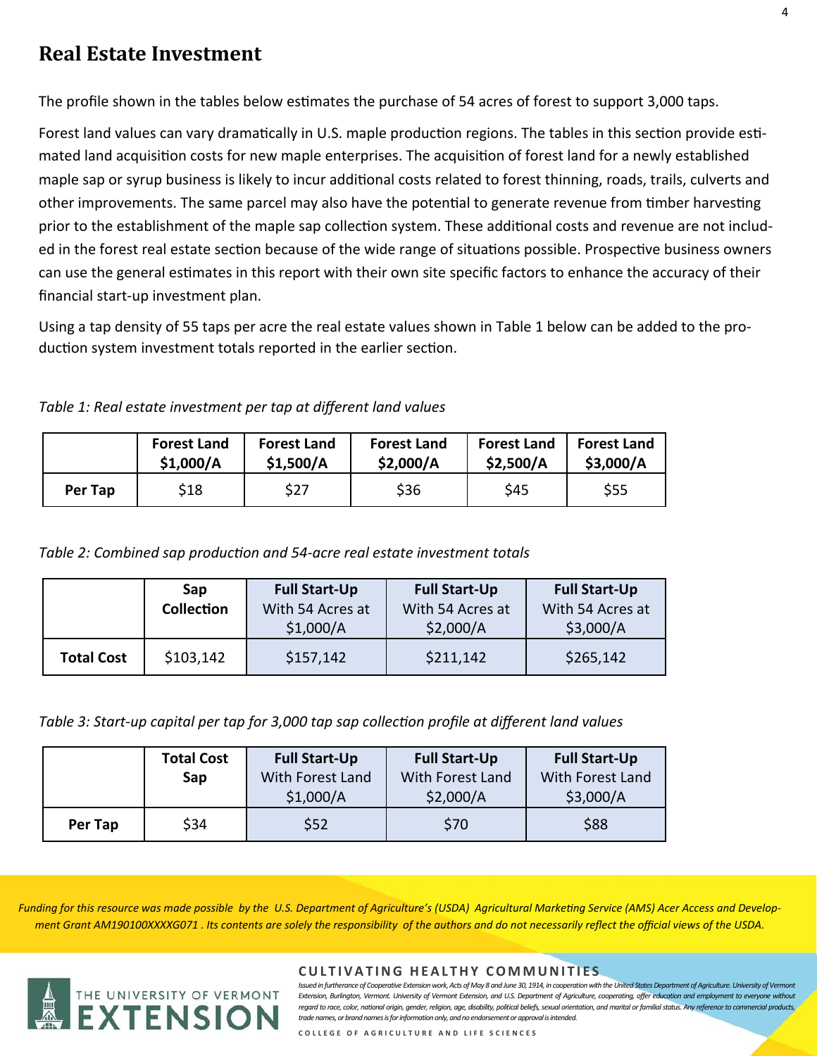## Real Estate Investment

The profile shown in the tables below estimates the purchase of 54 acres of forest to support 3,000 taps.

Forest land values can vary dramatically in U.S. maple production regions. The tables in this section provide estimated land acquisition costs for new maple enterprises. The acquisition of forest land for a newly established maple sap or syrup business is likely to incur additional costs related to forest thinning, roads, trails, culverts and other improvements. The same parcel may also have the potential to generate revenue from timber harvesting prior to the establishment of the maple sap collection system. These additional costs and revenue are not included in the forest real estate section because of the wide range of situations possible. Prospective business owners can use the general estimates in this report with their own site specific factors to enhance the accuracy of their financial start-up investment plan.

Using a tap density of 55 taps per acre the real estate values shown in Table 1 below can be added to the production system investment totals reported in the earlier section.

*Table 1: Real estate investment per tap at different land values*

| | **Forest Land $1,000/A** | **Forest Land $1,500/A** | **Forest Land $2,000/A** | **Forest Land $2,500/A** | **Forest Land $3,000/A** |
|---|---|---|---|---|---|
| **Per Tap** | $18 | $27 | $36 | $45 | $55 |

*Table 2: Combined sap production and 54-acre real estate investment totals*

| | **Sap Collection** | **Full Start-Up** With 54 Acres at $1,000/A | **Full Start-Up** With 54 Acres at $2,000/A | **Full Start-Up** With 54 Acres at $3,000/A |
|---|---|---|---|---|
| **Total Cost** | $103,142 | $157,142 | $211,142 | $265,142 |

*Table 3: Start-up capital per tap for 3,000 tap sap collection profile at different land values*

| | **Total Cost Sap** | **Full Start-Up** With Forest Land $1,000/A | **Full Start-Up** With Forest Land $2,000/A | **Full Start-Up** With Forest Land $3,000/A |
|---|---|---|---|---|
| **Per Tap** | $34 | $52 | $70 | $88 |

*Funding for this resource was made possible by the U.S. Department of Agriculture's (USDA) Agricultural Marketing Service (AMS) Acer Access and Development Grant AM190100XXXXG071 . Its contents are solely the responsibility of the authors and do not necessarily reflect the official views of the USDA.*

THE UNIVERSITY OF VERMONT EXTENSION

**CULTIVATING HEALTHY COMMUNITIES**

*Issued in furtherance of Cooperative Extension work, Acts of May 8 and June 30, 1914, in cooperation with the United States Department of Agriculture. University of Vermont Extension, Burlington, Vermont. University of Vermont Extension, and U.S. Department of Agriculture, cooperating, offer education and employment to everyone without regard to race, color, national origin, gender, religion, age, disability, political beliefs, sexual orientation, and marital or familial status. Any reference to commercial products, trade names, or brand names is for information only, and no endorsement or approval is intended.*

COLLEGE OF AGRICULTURE AND LIFE SCIENCES